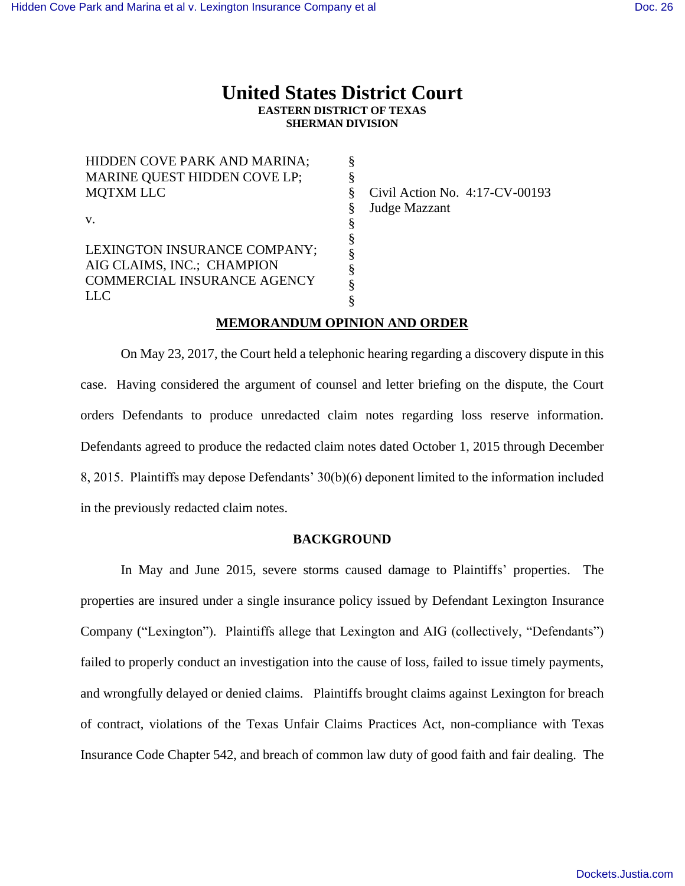# United States District Court
**EASTERN DISTRICT OF TEXAS**
**SHERMAN DIVISION**

| | | |
|---|---|---|
| HIDDEN COVE PARK AND MARINA; MARINE QUEST HIDDEN COVE LP; MQTXM LLC | § | Civil Action No. 4:17-CV-00193 |
| | § | Judge Mazzant |
| v. | § | |
| | § | |
| LEXINGTON INSURANCE COMPANY; AIG CLAIMS, INC.; CHAMPION COMMERCIAL INSURANCE AGENCY LLC | § | |

**MEMORANDUM OPINION AND ORDER**

On May 23, 2017, the Court held a telephonic hearing regarding a discovery dispute in this case. Having considered the argument of counsel and letter briefing on the dispute, the Court orders Defendants to produce unredacted claim notes regarding loss reserve information. Defendants agreed to produce the redacted claim notes dated October 1, 2015 through December 8, 2015. Plaintiffs may depose Defendants' 30(b)(6) deponent limited to the information included in the previously redacted claim notes.

**BACKGROUND**

In May and June 2015, severe storms caused damage to Plaintiffs' properties. The properties are insured under a single insurance policy issued by Defendant Lexington Insurance Company ("Lexington"). Plaintiffs allege that Lexington and AIG (collectively, "Defendants") failed to properly conduct an investigation into the cause of loss, failed to issue timely payments, and wrongfully delayed or denied claims. Plaintiffs brought claims against Lexington for breach of contract, violations of the Texas Unfair Claims Practices Act, non-compliance with Texas Insurance Code Chapter 542, and breach of common law duty of good faith and fair dealing. The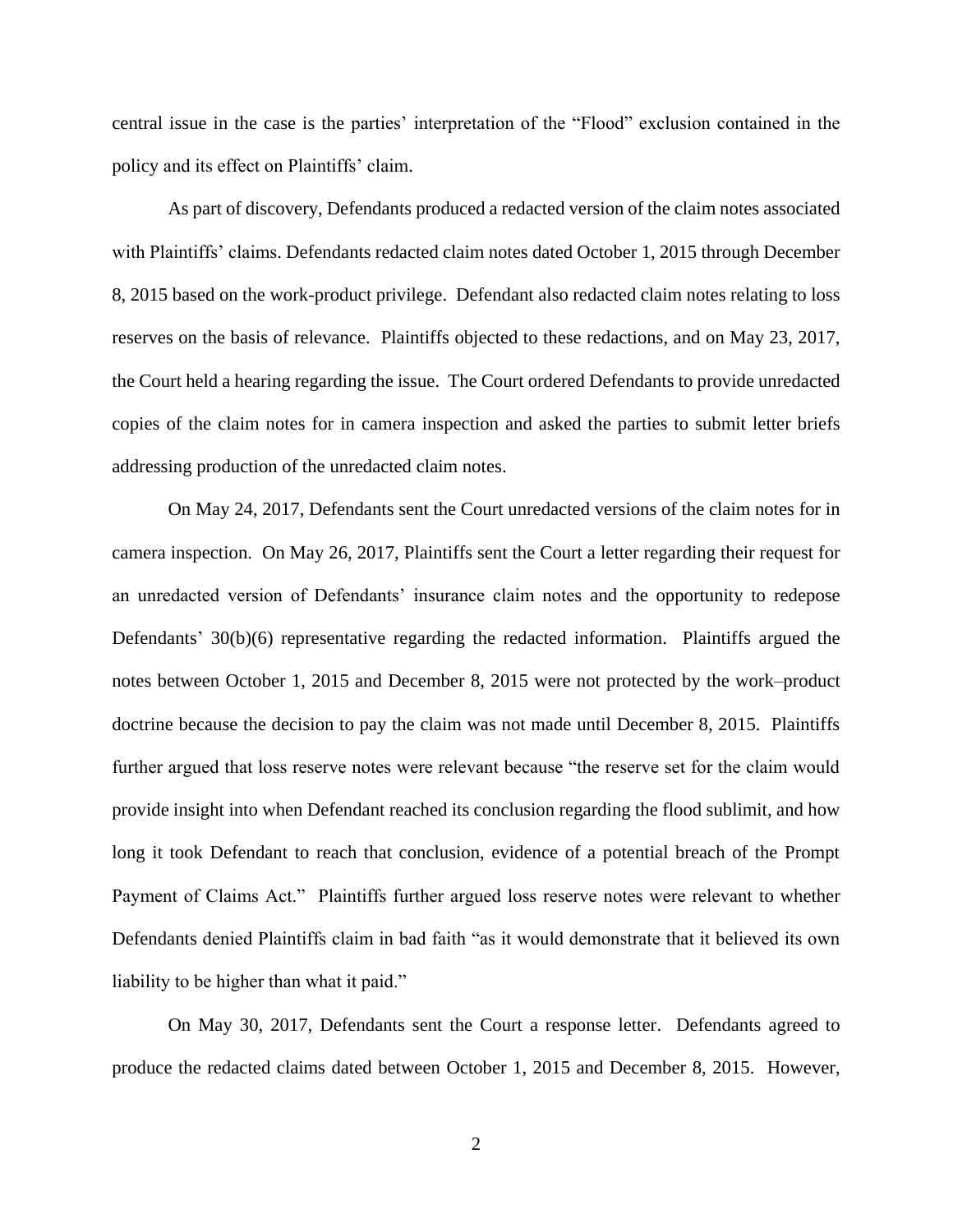central issue in the case is the parties' interpretation of the "Flood" exclusion contained in the policy and its effect on Plaintiffs' claim.

As part of discovery, Defendants produced a redacted version of the claim notes associated with Plaintiffs' claims. Defendants redacted claim notes dated October 1, 2015 through December 8, 2015 based on the work-product privilege. Defendant also redacted claim notes relating to loss reserves on the basis of relevance. Plaintiffs objected to these redactions, and on May 23, 2017, the Court held a hearing regarding the issue. The Court ordered Defendants to provide unredacted copies of the claim notes for in camera inspection and asked the parties to submit letter briefs addressing production of the unredacted claim notes.

On May 24, 2017, Defendants sent the Court unredacted versions of the claim notes for in camera inspection. On May 26, 2017, Plaintiffs sent the Court a letter regarding their request for an unredacted version of Defendants' insurance claim notes and the opportunity to redepose Defendants' 30(b)(6) representative regarding the redacted information. Plaintiffs argued the notes between October 1, 2015 and December 8, 2015 were not protected by the work–product doctrine because the decision to pay the claim was not made until December 8, 2015. Plaintiffs further argued that loss reserve notes were relevant because "the reserve set for the claim would provide insight into when Defendant reached its conclusion regarding the flood sublimit, and how long it took Defendant to reach that conclusion, evidence of a potential breach of the Prompt Payment of Claims Act." Plaintiffs further argued loss reserve notes were relevant to whether Defendants denied Plaintiffs claim in bad faith "as it would demonstrate that it believed its own liability to be higher than what it paid."

On May 30, 2017, Defendants sent the Court a response letter. Defendants agreed to produce the redacted claims dated between October 1, 2015 and December 8, 2015. However,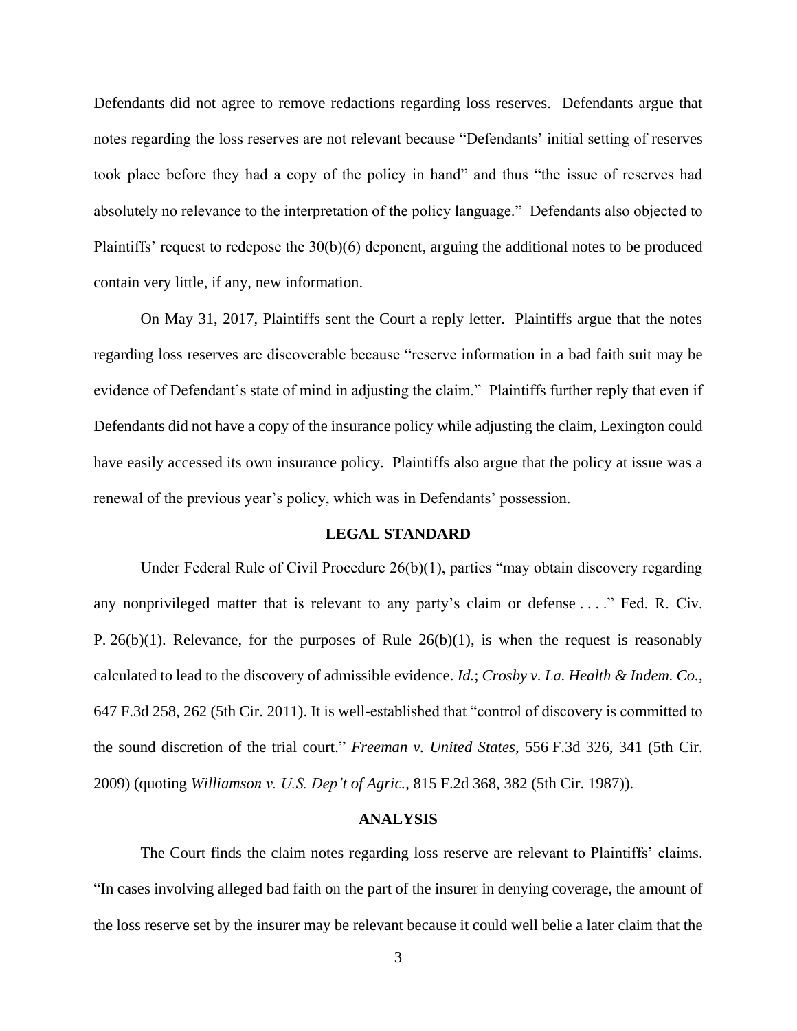Defendants did not agree to remove redactions regarding loss reserves. Defendants argue that notes regarding the loss reserves are not relevant because "Defendants' initial setting of reserves took place before they had a copy of the policy in hand" and thus "the issue of reserves had absolutely no relevance to the interpretation of the policy language." Defendants also objected to Plaintiffs' request to redepose the 30(b)(6) deponent, arguing the additional notes to be produced contain very little, if any, new information.

On May 31, 2017, Plaintiffs sent the Court a reply letter. Plaintiffs argue that the notes regarding loss reserves are discoverable because "reserve information in a bad faith suit may be evidence of Defendant's state of mind in adjusting the claim." Plaintiffs further reply that even if Defendants did not have a copy of the insurance policy while adjusting the claim, Lexington could have easily accessed its own insurance policy. Plaintiffs also argue that the policy at issue was a renewal of the previous year's policy, which was in Defendants' possession.

## LEGAL STANDARD

Under Federal Rule of Civil Procedure 26(b)(1), parties "may obtain discovery regarding any nonprivileged matter that is relevant to any party's claim or defense . . . ." Fed. R. Civ. P. 26(b)(1). Relevance, for the purposes of Rule 26(b)(1), is when the request is reasonably calculated to lead to the discovery of admissible evidence. *Id.*; *Crosby v. La. Health & Indem. Co.*, 647 F.3d 258, 262 (5th Cir. 2011). It is well-established that "control of discovery is committed to the sound discretion of the trial court." *Freeman v. United States*, 556 F.3d 326, 341 (5th Cir. 2009) (quoting *Williamson v. U.S. Dep't of Agric.*, 815 F.2d 368, 382 (5th Cir. 1987)).

## ANALYSIS

The Court finds the claim notes regarding loss reserve are relevant to Plaintiffs' claims. "In cases involving alleged bad faith on the part of the insurer in denying coverage, the amount of the loss reserve set by the insurer may be relevant because it could well belie a later claim that the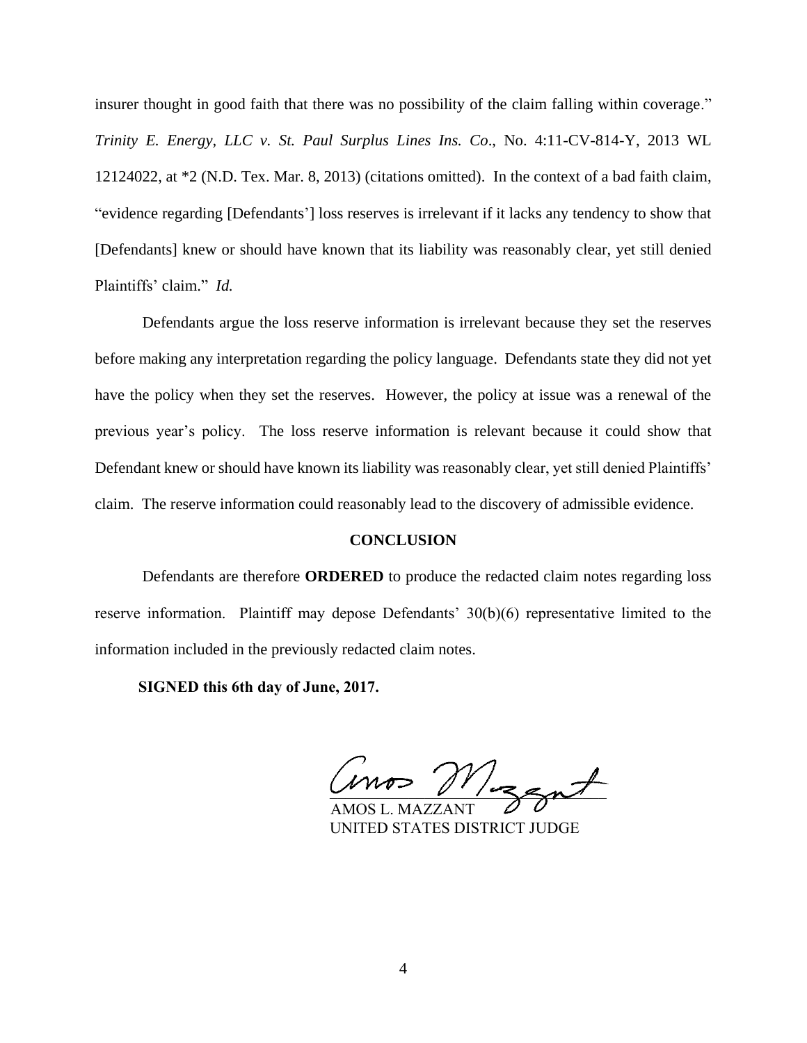insurer thought in good faith that there was no possibility of the claim falling within coverage." *Trinity E. Energy, LLC v. St. Paul Surplus Lines Ins. Co.,* No. 4:11-CV-814-Y, 2013 WL 12124022, at *2 (N.D. Tex. Mar. 8, 2013) (citations omitted). In the context of a bad faith claim, "evidence regarding [Defendants'] loss reserves is irrelevant if it lacks any tendency to show that [Defendants] knew or should have known that its liability was reasonably clear, yet still denied Plaintiffs' claim." *Id.*

Defendants argue the loss reserve information is irrelevant because they set the reserves before making any interpretation regarding the policy language. Defendants state they did not yet have the policy when they set the reserves. However, the policy at issue was a renewal of the previous year's policy. The loss reserve information is relevant because it could show that Defendant knew or should have known its liability was reasonably clear, yet still denied Plaintiffs' claim. The reserve information could reasonably lead to the discovery of admissible evidence.

## CONCLUSION

Defendants are therefore **ORDERED** to produce the redacted claim notes regarding loss reserve information. Plaintiff may depose Defendants' 30(b)(6) representative limited to the information included in the previously redacted claim notes.

**SIGNED this 6th day of June, 2017.**

AMOS L. MAZZANT
UNITED STATES DISTRICT JUDGE